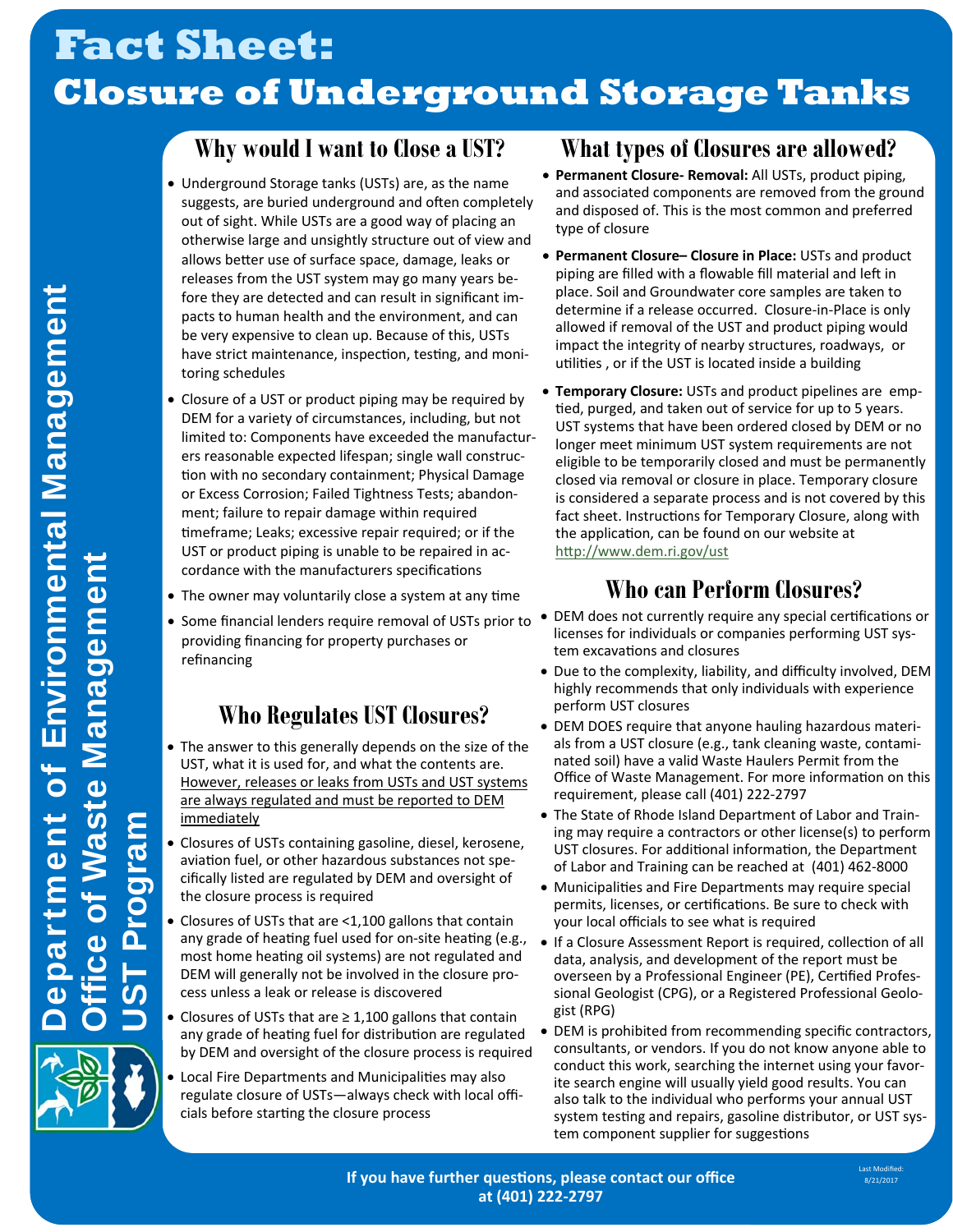# Fact Sheet: Closure of Underground Storage Tanks

Department of Environmental Management
Office of Waste Management
UST Program

## Why would I want to Close a UST?

- Underground Storage tanks (USTs) are, as the name suggests, are buried underground and often completely out of sight. While USTs are a good way of placing an otherwise large and unsightly structure out of view and allows better use of surface space, damage, leaks or releases from the UST system may go many years before they are detected and can result in significant impacts to human health and the environment, and can be very expensive to clean up. Because of this, USTs have strict maintenance, inspection, testing, and monitoring schedules
- Closure of a UST or product piping may be required by DEM for a variety of circumstances, including, but not limited to: Components have exceeded the manufacturers reasonable expected lifespan; single wall construction with no secondary containment; Physical Damage or Excess Corrosion; Failed Tightness Tests; abandonment; failure to repair damage within required timeframe; Leaks; excessive repair required; or if the UST or product piping is unable to be repaired in accordance with the manufacturers specifications
- The owner may voluntarily close a system at any time
- Some financial lenders require removal of USTs prior to providing financing for property purchases or refinancing

## Who Regulates UST Closures?

- The answer to this generally depends on the size of the UST, what it is used for, and what the contents are. <u>However, releases or leaks from USTs and UST systems are always regulated and must be reported to DEM immediately</u>
- Closures of USTs containing gasoline, diesel, kerosene, aviation fuel, or other hazardous substances not specifically listed are regulated by DEM and oversight of the closure process is required
- Closures of USTs that are <1,100 gallons that contain any grade of heating fuel used for on-site heating (e.g., most home heating oil systems) are not regulated and DEM will generally not be involved in the closure process unless a leak or release is discovered
- Closures of USTs that are ≥ 1,100 gallons that contain any grade of heating fuel for distribution are regulated by DEM and oversight of the closure process is required
- Local Fire Departments and Municipalities may also regulate closure of USTs—always check with local officials before starting the closure process

## What types of Closures are allowed?

- **Permanent Closure- Removal:** All USTs, product piping, and associated components are removed from the ground and disposed of. This is the most common and preferred type of closure
- **Permanent Closure– Closure in Place:** USTs and product piping are filled with a flowable fill material and left in place. Soil and Groundwater core samples are taken to determine if a release occurred. Closure-in-Place is only allowed if removal of the UST and product piping would impact the integrity of nearby structures, roadways, or utilities , or if the UST is located inside a building
- **Temporary Closure:** USTs and product pipelines are emptied, purged, and taken out of service for up to 5 years. UST systems that have been ordered closed by DEM or no longer meet minimum UST system requirements are not eligible to be temporarily closed and must be permanently closed via removal or closure in place. Temporary closure is considered a separate process and is not covered by this fact sheet. Instructions for Temporary Closure, along with the application, can be found on our website at http://www.dem.ri.gov/ust

## Who can Perform Closures?

- DEM does not currently require any special certifications or licenses for individuals or companies performing UST system excavations and closures
- Due to the complexity, liability, and difficulty involved, DEM highly recommends that only individuals with experience perform UST closures
- DEM DOES require that anyone hauling hazardous materials from a UST closure (e.g., tank cleaning waste, contaminated soil) have a valid Waste Haulers Permit from the Office of Waste Management. For more information on this requirement, please call (401) 222-2797
- The State of Rhode Island Department of Labor and Training may require a contractors or other license(s) to perform UST closures. For additional information, the Department of Labor and Training can be reached at (401) 462-8000
- Municipalities and Fire Departments may require special permits, licenses, or certifications. Be sure to check with your local officials to see what is required
- If a Closure Assessment Report is required, collection of all data, analysis, and development of the report must be overseen by a Professional Engineer (PE), Certified Professional Geologist (CPG), or a Registered Professional Geologist (RPG)
- DEM is prohibited from recommending specific contractors, consultants, or vendors. If you do not know anyone able to conduct this work, searching the internet using your favorite search engine will usually yield good results. You can also talk to the individual who performs your annual UST system testing and repairs, gasoline distributor, or UST system component supplier for suggestions

**If you have further questions, please contact our office at (401) 222-2797**

Last Modified: 8/21/2017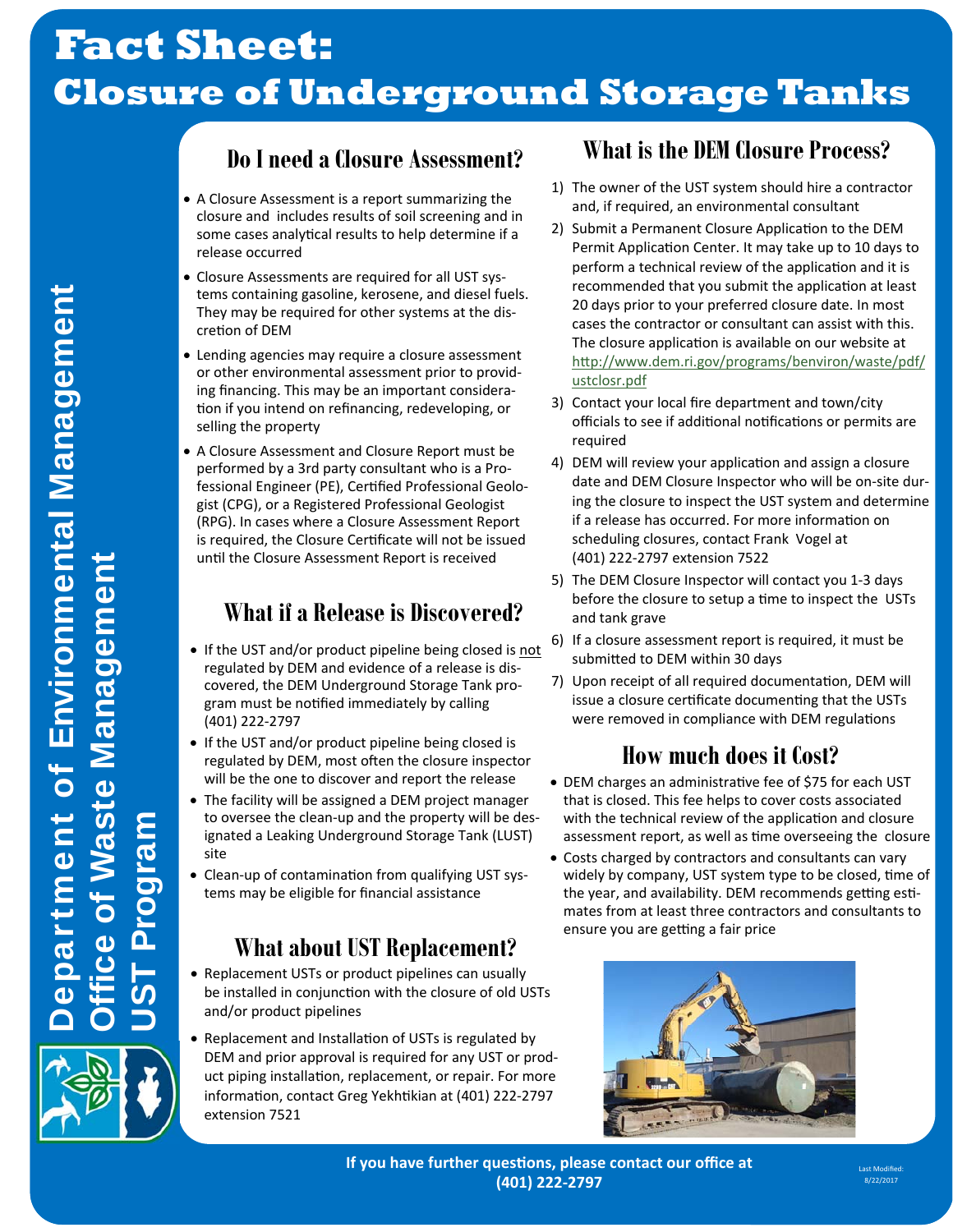# Fact Sheet:
# Closure of Underground Storage Tanks

Department of Environmental Management
Office of Waste Management
UST Program

## Do I need a Closure Assessment?

- A Closure Assessment is a report summarizing the closure and includes results of soil screening and in some cases analytical results to help determine if a release occurred
- Closure Assessments are required for all UST systems containing gasoline, kerosene, and diesel fuels. They may be required for other systems at the discretion of DEM
- Lending agencies may require a closure assessment or other environmental assessment prior to providing financing. This may be an important consideration if you intend on refinancing, redeveloping, or selling the property
- A Closure Assessment and Closure Report must be performed by a 3rd party consultant who is a Professional Engineer (PE), Certified Professional Geologist (CPG), or a Registered Professional Geologist (RPG). In cases where a Closure Assessment Report is required, the Closure Certificate will not be issued until the Closure Assessment Report is received

## What if a Release is Discovered?

- If the UST and/or product pipeline being closed is not regulated by DEM and evidence of a release is discovered, the DEM Underground Storage Tank program must be notified immediately by calling (401) 222-2797
- If the UST and/or product pipeline being closed is regulated by DEM, most often the closure inspector will be the one to discover and report the release
- The facility will be assigned a DEM project manager to oversee the clean-up and the property will be designated a Leaking Underground Storage Tank (LUST) site
- Clean-up of contamination from qualifying UST systems may be eligible for financial assistance

## What about UST Replacement?

- Replacement USTs or product pipelines can usually be installed in conjunction with the closure of old USTs and/or product pipelines
- Replacement and Installation of USTs is regulated by DEM and prior approval is required for any UST or product piping installation, replacement, or repair. For more information, contact Greg Yekhtikian at (401) 222-2797 extension 7521

## What is the DEM Closure Process?

1) The owner of the UST system should hire a contractor and, if required, an environmental consultant
2) Submit a Permanent Closure Application to the DEM Permit Application Center. It may take up to 10 days to perform a technical review of the application and it is recommended that you submit the application at least 20 days prior to your preferred closure date. In most cases the contractor or consultant can assist with this. The closure application is available on our website at http://www.dem.ri.gov/programs/benviron/waste/pdf/ustclosr.pdf
3) Contact your local fire department and town/city officials to see if additional notifications or permits are required
4) DEM will review your application and assign a closure date and DEM Closure Inspector who will be on-site during the closure to inspect the UST system and determine if a release has occurred. For more information on scheduling closures, contact Frank Vogel at (401) 222-2797 extension 7522
5) The DEM Closure Inspector will contact you 1-3 days before the closure to setup a time to inspect the USTs and tank grave
6) If a closure assessment report is required, it must be submitted to DEM within 30 days
7) Upon receipt of all required documentation, DEM will issue a closure certificate documenting that the USTs were removed in compliance with DEM regulations

## How much does it Cost?

- DEM charges an administrative fee of $75 for each UST that is closed. This fee helps to cover costs associated with the technical review of the application and closure assessment report, as well as time overseeing the closure
- Costs charged by contractors and consultants can vary widely by company, UST system type to be closed, time of the year, and availability. DEM recommends getting estimates from at least three contractors and consultants to ensure you are getting a fair price

**If you have further questions, please contact our office at (401) 222-2797**

Last Modified: 8/22/2017